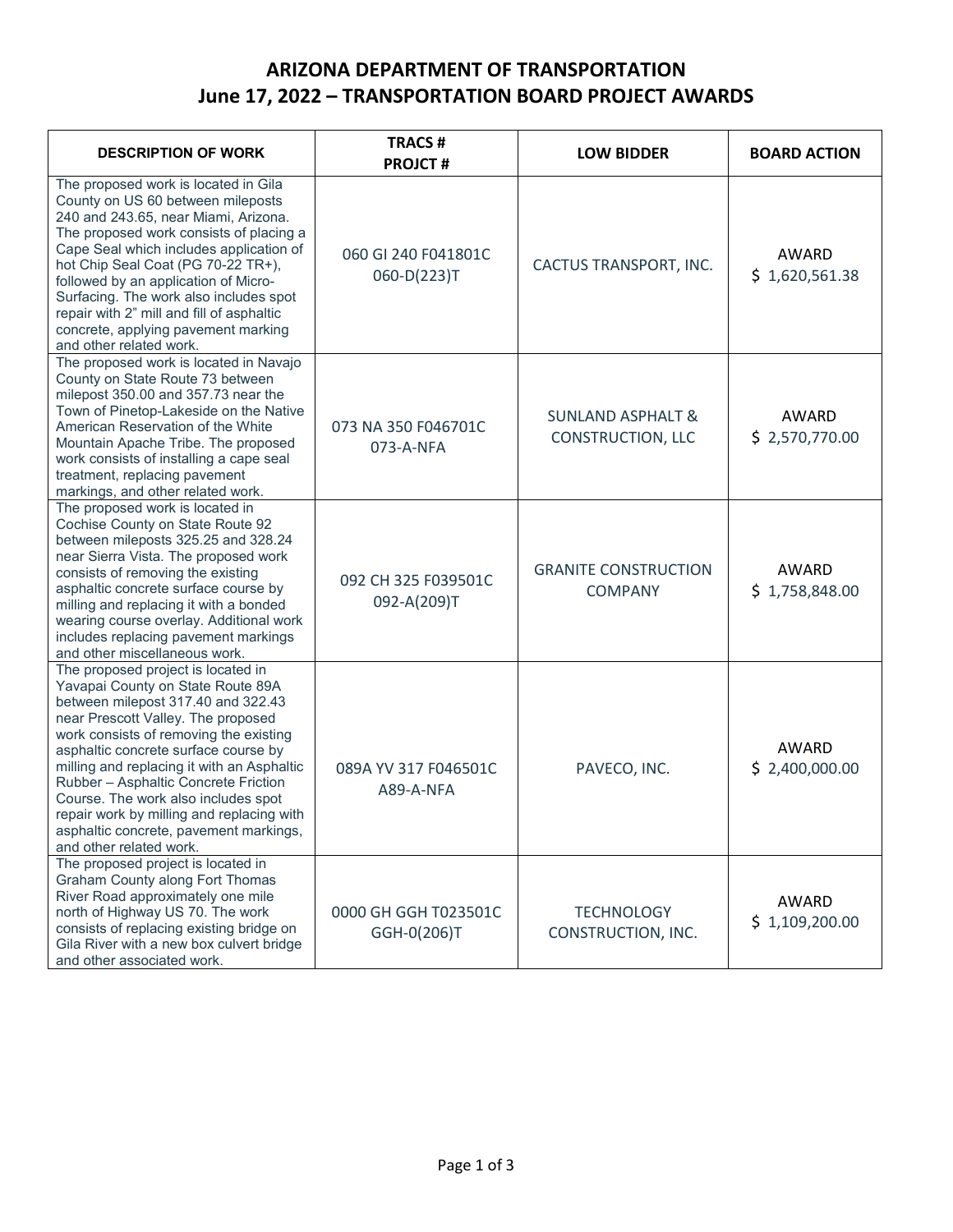# ARIZONA DEPARTMENT OF TRANSPORTATION
## June 17, 2022 – TRANSPORTATION BOARD PROJECT AWARDS

| DESCRIPTION OF WORK | TRACS # PROJCT # | LOW BIDDER | BOARD ACTION |
|---|---|---|---|
| The proposed work is located in Gila County on US 60 between mileposts 240 and 243.65, near Miami, Arizona. The proposed work consists of placing a Cape Seal which includes application of hot Chip Seal Coat (PG 70-22 TR+), followed by an application of Micro-Surfacing. The work also includes spot repair with 2" mill and fill of asphaltic concrete, applying pavement marking and other related work. | 060 GI 240 F041801C 060-D(223)T | CACTUS TRANSPORT, INC. | AWARD $ 1,620,561.38 |
| The proposed work is located in Navajo County on State Route 73 between milepost 350.00 and 357.73 near the Town of Pinetop-Lakeside on the Native American Reservation of the White Mountain Apache Tribe. The proposed work consists of installing a cape seal treatment, replacing pavement markings, and other related work. | 073 NA 350 F046701C 073-A-NFA | SUNLAND ASPHALT & CONSTRUCTION, LLC | AWARD $ 2,570,770.00 |
| The proposed work is located in Cochise County on State Route 92 between mileposts 325.25 and 328.24 near Sierra Vista. The proposed work consists of removing the existing asphaltic concrete surface course by milling and replacing it with a bonded wearing course overlay. Additional work includes replacing pavement markings and other miscellaneous work. | 092 CH 325 F039501C 092-A(209)T | GRANITE CONSTRUCTION COMPANY | AWARD $ 1,758,848.00 |
| The proposed project is located in Yavapai County on State Route 89A between milepost 317.40 and 322.43 near Prescott Valley. The proposed work consists of removing the existing asphaltic concrete surface course by milling and replacing it with an Asphaltic Rubber – Asphaltic Concrete Friction Course. The work also includes spot repair work by milling and replacing with asphaltic concrete, pavement markings, and other related work. | 089A YV 317 F046501C A89-A-NFA | PAVECO, INC. | AWARD $ 2,400,000.00 |
| The proposed project is located in Graham County along Fort Thomas River Road approximately one mile north of Highway US 70. The work consists of replacing existing bridge on Gila River with a new box culvert bridge and other associated work. | 0000 GH GGH T023501C GGH-0(206)T | TECHNOLOGY CONSTRUCTION, INC. | AWARD $ 1,109,200.00 |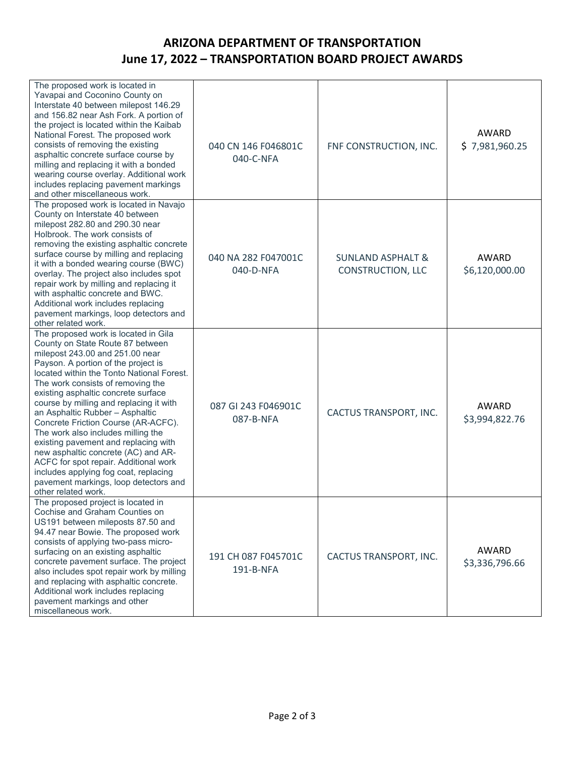# ARIZONA DEPARTMENT OF TRANSPORTATION
## June 17, 2022 – TRANSPORTATION BOARD PROJECT AWARDS

| Description | Project | Contractor | Award |
|---|---|---|---|
| The proposed work is located in Yavapai and Coconino County on Interstate 40 between milepost 146.29 and 156.82 near Ash Fork. A portion of the project is located within the Kaibab National Forest. The proposed work consists of removing the existing asphaltic concrete surface course by milling and replacing it with a bonded wearing course overlay. Additional work includes replacing pavement markings and other miscellaneous work. | 040 CN 146 F046801C 040-C-NFA | FNF CONSTRUCTION, INC. | AWARD $ 7,981,960.25 |
| The proposed work is located in Navajo County on Interstate 40 between milepost 282.80 and 290.30 near Holbrook. The work consists of removing the existing asphaltic concrete surface course by milling and replacing it with a bonded wearing course (BWC) overlay. The project also includes spot repair work by milling and replacing it with asphaltic concrete and BWC. Additional work includes replacing pavement markings, loop detectors and other related work. | 040 NA 282 F047001C 040-D-NFA | SUNLAND ASPHALT & CONSTRUCTION, LLC | AWARD $6,120,000.00 |
| The proposed work is located in Gila County on State Route 87 between milepost 243.00 and 251.00 near Payson. A portion of the project is located within the Tonto National Forest. The work consists of removing the existing asphaltic concrete surface course by milling and replacing it with an Asphaltic Rubber – Asphaltic Concrete Friction Course (AR-ACFC). The work also includes milling the existing pavement and replacing with new asphaltic concrete (AC) and AR-ACFC for spot repair. Additional work includes applying fog coat, replacing pavement markings, loop detectors and other related work. | 087 GI 243 F046901C 087-B-NFA | CACTUS TRANSPORT, INC. | AWARD $3,994,822.76 |
| The proposed project is located in Cochise and Graham Counties on US191 between mileposts 87.50 and 94.47 near Bowie. The proposed work consists of applying two-pass micro-surfacing on an existing asphaltic concrete pavement surface. The project also includes spot repair work by milling and replacing with asphaltic concrete. Additional work includes replacing pavement markings and other miscellaneous work. | 191 CH 087 F045701C 191-B-NFA | CACTUS TRANSPORT, INC. | AWARD $3,336,796.66 |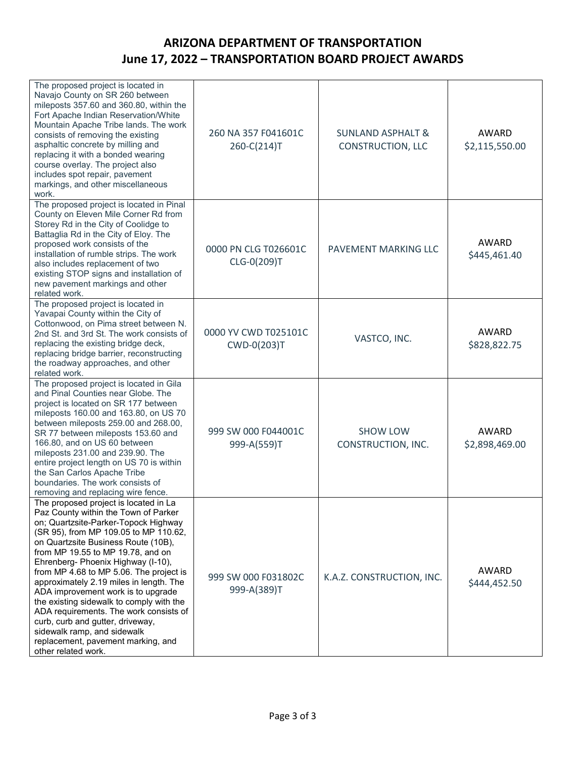# ARIZONA DEPARTMENT OF TRANSPORTATION
# June 17, 2022 – TRANSPORTATION BOARD PROJECT AWARDS

| | | | |
|---|---|---|---|
| The proposed project is located in Navajo County on SR 260 between mileposts 357.60 and 360.80, within the Fort Apache Indian Reservation/White Mountain Apache Tribe lands. The work consists of removing the existing asphaltic concrete by milling and replacing it with a bonded wearing course overlay. The project also includes spot repair, pavement markings, and other miscellaneous work. | 260 NA 357 F041601C 260-C(214)T | SUNLAND ASPHALT & CONSTRUCTION, LLC | AWARD $2,115,550.00 |
| The proposed project is located in Pinal County on Eleven Mile Corner Rd from Storey Rd in the City of Coolidge to Battaglia Rd in the City of Eloy. The proposed work consists of the installation of rumble strips. The work also includes replacement of two existing STOP signs and installation of new pavement markings and other related work. | 0000 PN CLG T026601C CLG-0(209)T | PAVEMENT MARKING LLC | AWARD $445,461.40 |
| The proposed project is located in Yavapai County within the City of Cottonwood, on Pima street between N. 2nd St. and 3rd St. The work consists of replacing the existing bridge deck, replacing bridge barrier, reconstructing the roadway approaches, and other related work. | 0000 YV CWD T025101C CWD-0(203)T | VASTCO, INC. | AWARD $828,822.75 |
| The proposed project is located in Gila and Pinal Counties near Globe. The project is located on SR 177 between mileposts 160.00 and 163.80, on US 70 between mileposts 259.00 and 268.00, SR 77 between mileposts 153.60 and 166.80, and on US 60 between mileposts 231.00 and 239.90. The entire project length on US 70 is within the San Carlos Apache Tribe boundaries. The work consists of removing and replacing wire fence. | 999 SW 000 F044001C 999-A(559)T | SHOW LOW CONSTRUCTION, INC. | AWARD $2,898,469.00 |
| The proposed project is located in La Paz County within the Town of Parker on; Quartzsite-Parker-Topock Highway (SR 95), from MP 109.05 to MP 110.62, on Quartzsite Business Route (10B), from MP 19.55 to MP 19.78, and on Ehrenberg- Phoenix Highway (I-10), from MP 4.68 to MP 5.06. The project is approximately 2.19 miles in length. The ADA improvement work is to upgrade the existing sidewalk to comply with the ADA requirements. The work consists of curb, curb and gutter, driveway, sidewalk ramp, and sidewalk replacement, pavement marking, and other related work. | 999 SW 000 F031802C 999-A(389)T | K.A.Z. CONSTRUCTION, INC. | AWARD $444,452.50 |